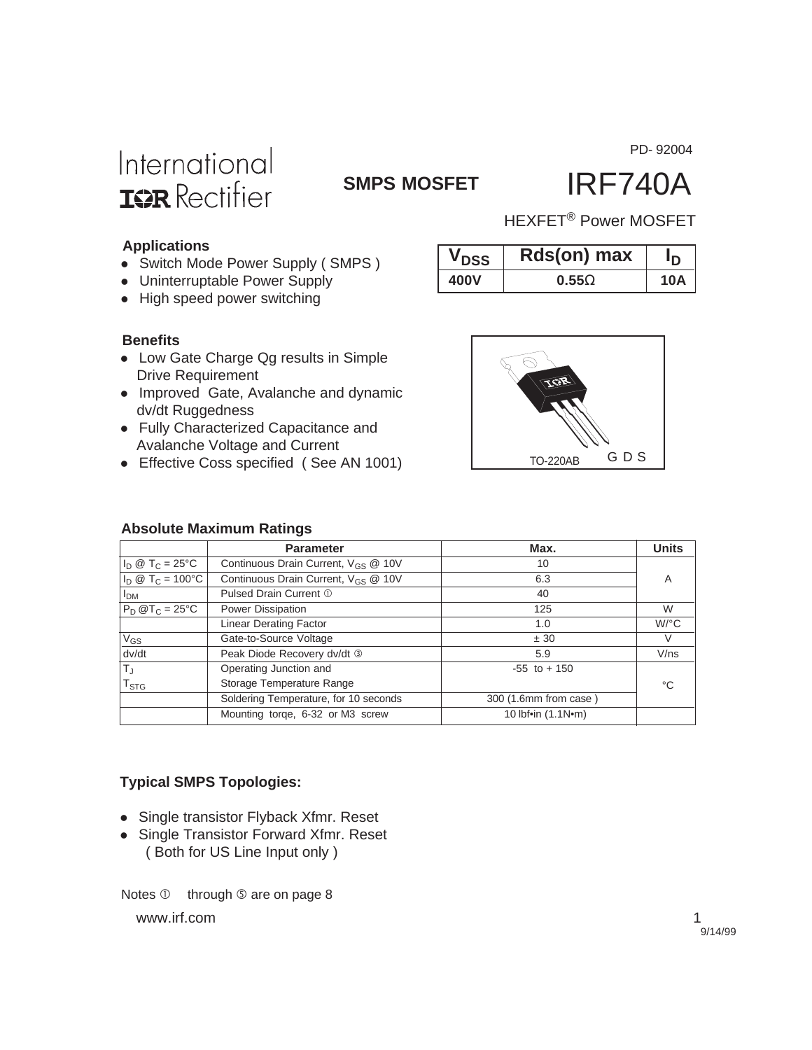PD- 92004

International IOR Rectifier

**SMPS MOSFET**

# IRF740A

HEXFET® Power MOSFET

### Applications

- Switch Mode Power Supply ( SMPS )
- Uninterruptable Power Supply
- High speed power switching

| $V_{DSS}$ | Rds(on) max | $I_D$ |
|---|---|---|
| **400V** | **0.55Ω** | **10A** |

### Benefits

- Low Gate Charge Qg results in Simple Drive Requirement
- Improved Gate, Avalanche and dynamic dv/dt Ruggedness
- Fully Characterized Capacitance and Avalanche Voltage and Current
- Effective Coss specified ( See AN 1001)

TO-220AB G D S

### Absolute Maximum Ratings

| | Parameter | Max. | Units |
|---|---|---|---|
| $I_D$ @ $T_C$ = 25°C | Continuous Drain Current, $V_{GS}$ @ 10V | 10 | A |
| $I_D$ @ $T_C$ = 100°C | Continuous Drain Current, $V_{GS}$ @ 10V | 6.3 | |
| $I_{DM}$ | Pulsed Drain Current ① | 40 | |
| $P_D$ @$T_C$ = 25°C | Power Dissipation | 125 | W |
| | Linear Derating Factor | 1.0 | W/°C |
| $V_{GS}$ | Gate-to-Source Voltage | ± 30 | V |
| dv/dt | Peak Diode Recovery dv/dt ③ | 5.9 | V/ns |
| $T_J$ | Operating Junction and | -55 to + 150 | °C |
| $T_{STG}$ | Storage Temperature Range | | |
| | Soldering Temperature, for 10 seconds | 300 (1.6mm from case ) | |
| | Mounting torqe, 6-32 or M3 screw | 10 lbf•in (1.1N•m) | |

### Typical SMPS Topologies:

- Single transistor Flyback Xfmr. Reset
- Single Transistor Forward Xfmr. Reset
  ( Both for US Line Input only )

Notes ① through ⑤ are on page 8

www.irf.com

9/14/99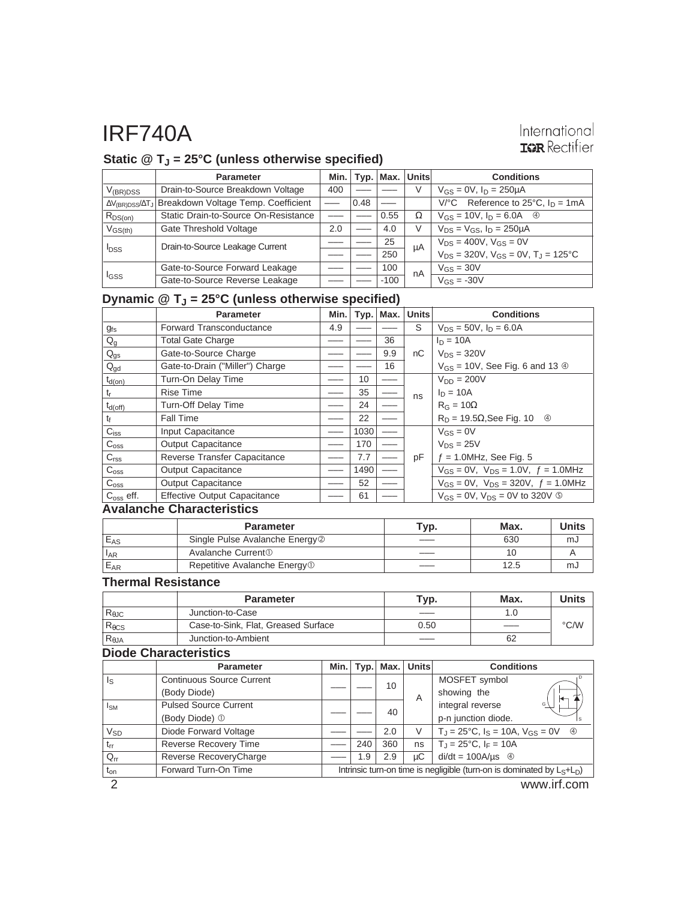# IRF740A

### Static @ $T_J$ = 25°C (unless otherwise specified)

| | Parameter | Min. | Typ. | Max. | Units | Conditions |
|---|---|---|---|---|---|---|
| $V_{(BR)DSS}$ | Drain-to-Source Breakdown Voltage | 400 | —— | —— | V | $V_{GS}$ = 0V, $I_D$ = 250µA |
| $\Delta V_{(BR)DSS}/\Delta T_J$ | Breakdown Voltage Temp. Coefficient | —— | 0.48 | —— | V/°C | Reference to 25°C, $I_D$ = 1mA |
| $R_{DS(on)}$ | Static Drain-to-Source On-Resistance | —— | —— | 0.55 | Ω | $V_{GS}$ = 10V, $I_D$ = 6.0A ④ |
| $V_{GS(th)}$ | Gate Threshold Voltage | 2.0 | —— | 4.0 | V | $V_{DS} = V_{GS}$, $I_D$ = 250µA |
| $I_{DSS}$ | Drain-to-Source Leakage Current | —— | —— | 25 | µA | $V_{DS}$ = 400V, $V_{GS}$ = 0V |
| | | —— | —— | 250 | | $V_{DS}$ = 320V, $V_{GS}$ = 0V, $T_J$ = 125°C |
| $I_{GSS}$ | Gate-to-Source Forward Leakage | —— | —— | 100 | nA | $V_{GS}$ = 30V |
| | Gate-to-Source Reverse Leakage | —— | —— | -100 | | $V_{GS}$ = -30V |

### Dynamic @ $T_J$ = 25°C (unless otherwise specified)

| | Parameter | Min. | Typ. | Max. | Units | Conditions |
|---|---|---|---|---|---|---|
| $g_{fs}$ | Forward Transconductance | 4.9 | —— | —— | S | $V_{DS}$ = 50V, $I_D$ = 6.0A |
| $Q_g$ | Total Gate Charge | —— | —— | 36 | nC | $I_D$ = 10A |
| $Q_{gs}$ | Gate-to-Source Charge | —— | —— | 9.9 | | $V_{DS}$ = 320V |
| $Q_{gd}$ | Gate-to-Drain ("Miller") Charge | —— | —— | 16 | | $V_{GS}$ = 10V, See Fig. 6 and 13 ④ |
| $t_{d(on)}$ | Turn-On Delay Time | —— | 10 | —— | ns | $V_{DD}$ = 200V |
| $t_r$ | Rise Time | —— | 35 | —— | | $I_D$ = 10A |
| $t_{d(off)}$ | Turn-Off Delay Time | —— | 24 | —— | | $R_G$ = 10Ω |
| $t_f$ | Fall Time | —— | 22 | —— | | $R_D$ = 19.5Ω, See Fig. 10 ④ |
| $C_{iss}$ | Input Capacitance | —— | 1030 | —— | pF | $V_{GS}$ = 0V |
| $C_{oss}$ | Output Capacitance | —— | 170 | —— | | $V_{DS}$ = 25V |
| $C_{rss}$ | Reverse Transfer Capacitance | —— | 7.7 | —— | | $f$ = 1.0MHz, See Fig. 5 |
| $C_{oss}$ | Output Capacitance | —— | 1490 | —— | | $V_{GS}$ = 0V, $V_{DS}$ = 1.0V, $f$ = 1.0MHz |
| $C_{oss}$ | Output Capacitance | —— | 52 | —— | | $V_{GS}$ = 0V, $V_{DS}$ = 320V, $f$ = 1.0MHz |
| $C_{oss}$ eff. | Effective Output Capacitance | —— | 61 | —— | | $V_{GS}$ = 0V, $V_{DS}$ = 0V to 320V ⑤ |

### Avalanche Characteristics

| | Parameter | Typ. | Max. | Units |
|---|---|---|---|---|
| $E_{AS}$ | Single Pulse Avalanche Energy② | —— | 630 | mJ |
| $I_{AR}$ | Avalanche Current① | —— | 10 | A |
| $E_{AR}$ | Repetitive Avalanche Energy① | —— | 12.5 | mJ |

### Thermal Resistance

| | Parameter | Typ. | Max. | Units |
|---|---|---|---|---|
| $R_{\theta JC}$ | Junction-to-Case | —— | 1.0 | °C/W |
| $R_{\theta CS}$ | Case-to-Sink, Flat, Greased Surface | 0.50 | —— | |
| $R_{\theta JA}$ | Junction-to-Ambient | —— | 62 | |

### Diode Characteristics

| | Parameter | Min. | Typ. | Max. | Units | Conditions |
|---|---|---|---|---|---|---|
| $I_S$ | Continuous Source Current (Body Diode) | —— | —— | 10 | A | MOSFET symbol showing the integral reverse p-n junction diode. |
| $I_{SM}$ | Pulsed Source Current (Body Diode) ① | —— | —— | 40 | | |
| $V_{SD}$ | Diode Forward Voltage | —— | —— | 2.0 | V | $T_J$ = 25°C, $I_S$ = 10A, $V_{GS}$ = 0V ④ |
| $t_{rr}$ | Reverse Recovery Time | —— | 240 | 360 | ns | $T_J$ = 25°C, $I_F$ = 10A |
| $Q_{rr}$ | Reverse RecoveryCharge | —— | 1.9 | 2.9 | µC | di/dt = 100A/µs ④ |
| $t_{on}$ | Forward Turn-On Time | Intrinsic turn-on time is negligible (turn-on is dominated by $L_S$+$L_D$) | | | | |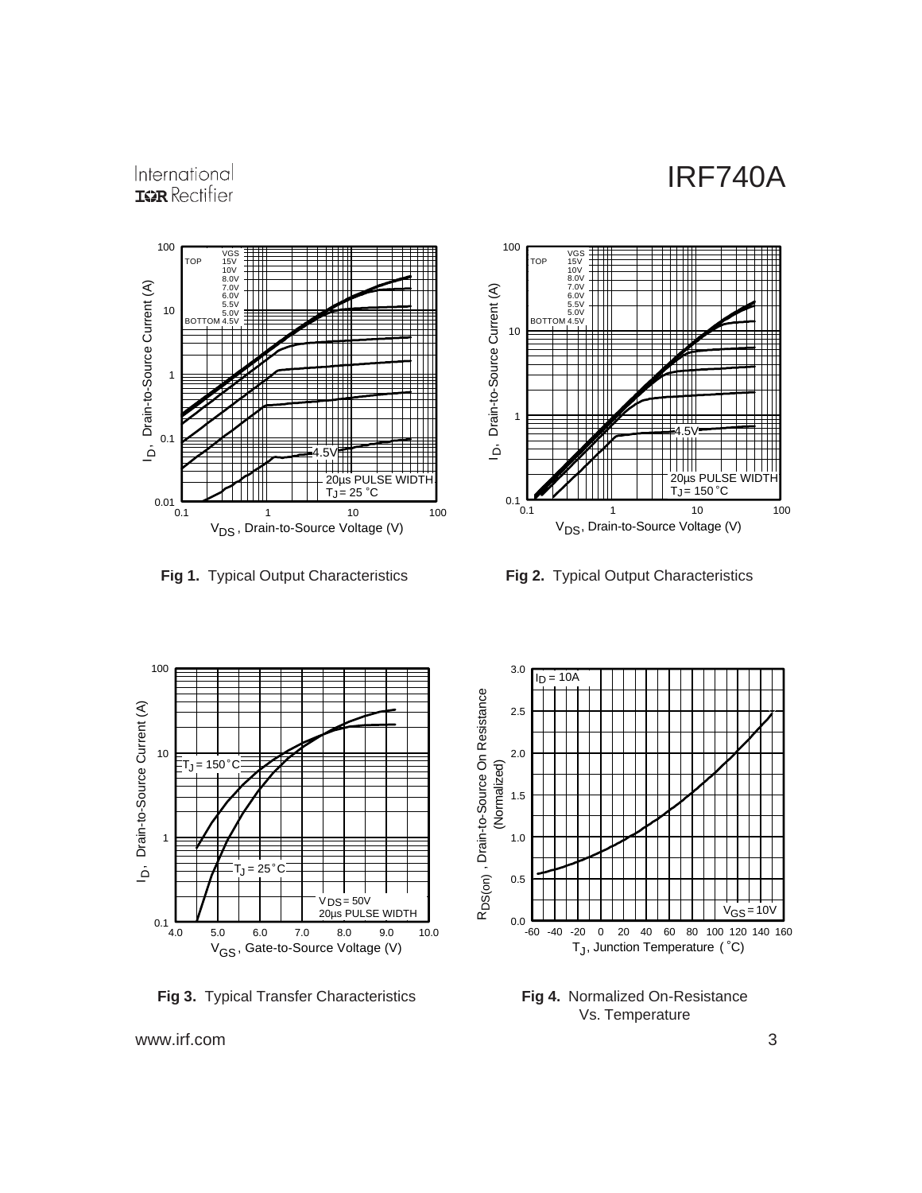Fig 1. Typical Output Characteristics

Fig 2. Typical Output Characteristics

Fig 3. Typical Transfer Characteristics

Fig 4. Normalized On-Resistance Vs. Temperature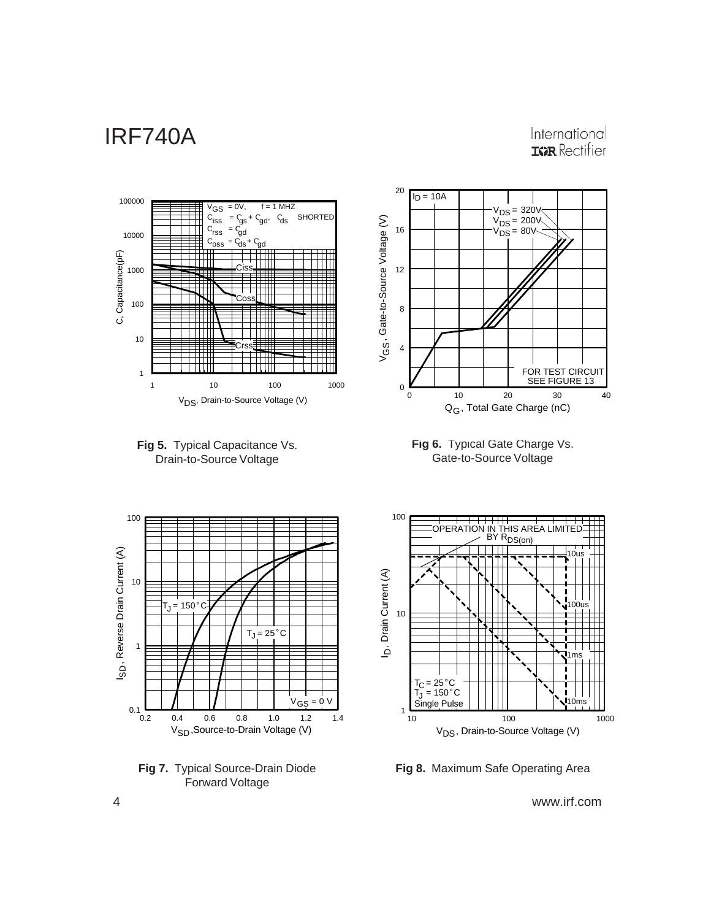**Fig 5.** Typical Capacitance Vs. Drain-to-Source Voltage

**Fig 6.** Typical Gate Charge Vs. Gate-to-Source Voltage

**Fig 7.** Typical Source-Drain Diode Forward Voltage

**Fig 8.** Maximum Safe Operating Area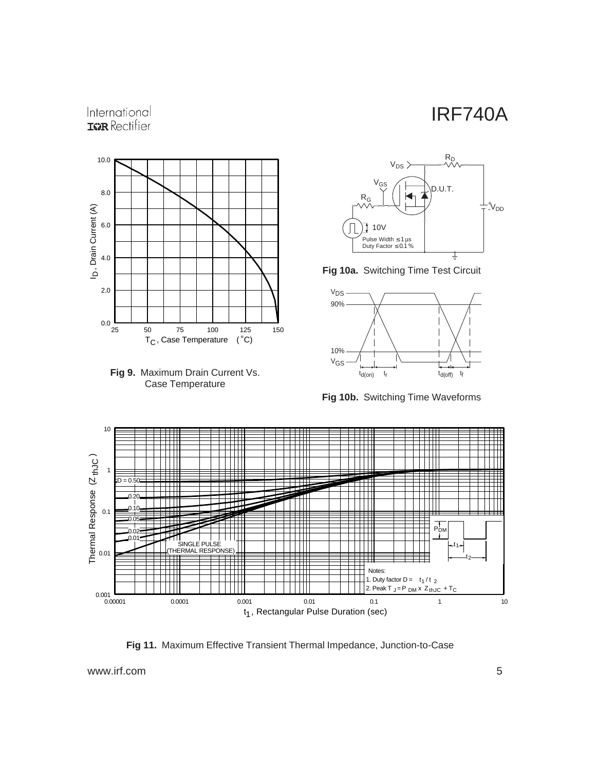**Fig 9.** Maximum Drain Current Vs. Case Temperature

**Fig 10a.** Switching Time Test Circuit

**Fig 10b.** Switching Time Waveforms

**Fig 11.** Maximum Effective Transient Thermal Impedance, Junction-to-Case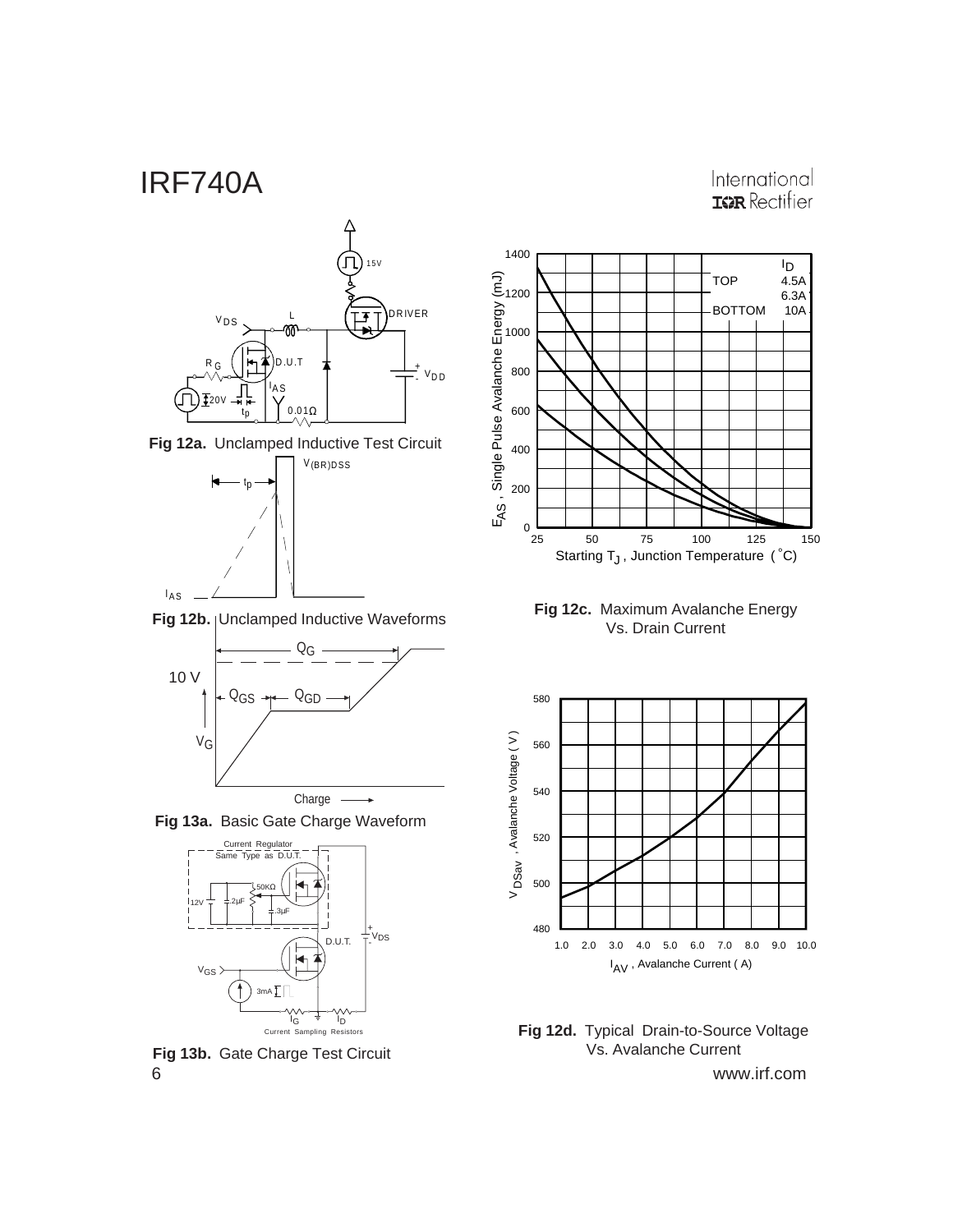**Fig 12a.** Unclamped Inductive Test Circuit

**Fig 12b.** Unclamped Inductive Waveforms

**Fig 12c.** Maximum Avalanche Energy Vs. Drain Current

**Fig 13a.** Basic Gate Charge Waveform

**Fig 12d.** Typical Drain-to-Source Voltage Vs. Avalanche Current

**Fig 13b.** Gate Charge Test Circuit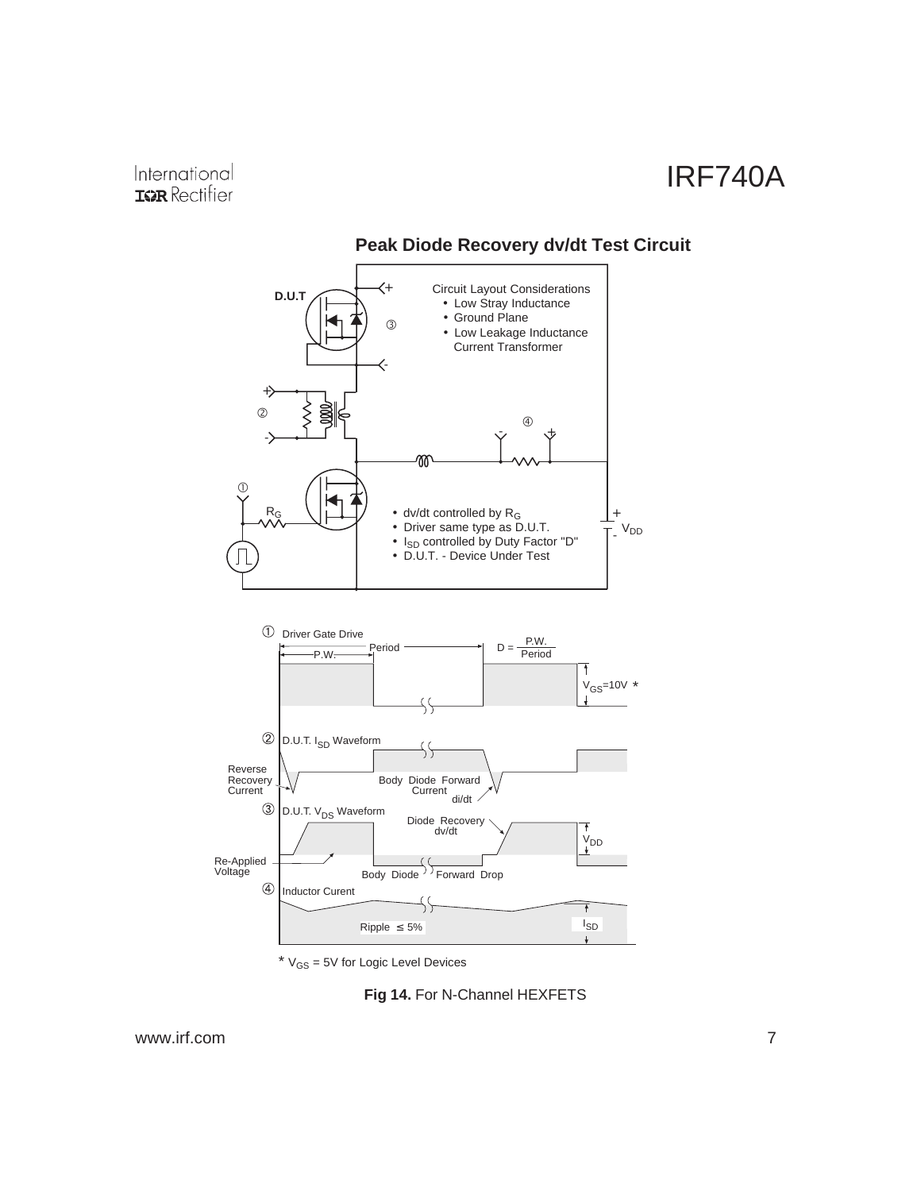## Peak Diode Recovery dv/dt Test Circuit

D.U.T

Circuit Layout Considerations
- Low Stray Inductance
- Ground Plane
- Low Leakage Inductance Current Transformer

$R_G$

- dv/dt controlled by $R_G$
- Driver same type as D.U.T.
- $I_{SD}$ controlled by Duty Factor "D"
- D.U.T. - Device Under Test

$V_{DD}$

① Driver Gate Drive

P.W. Period

$D = \frac{P.W.}{Period}$

$V_{GS}$=10V *

② D.U.T. $I_{SD}$ Waveform

Reverse Recovery Current

Body Diode Forward Current di/dt

③ D.U.T. $V_{DS}$ Waveform

Diode Recovery dv/dt

$V_{DD}$

Re-Applied Voltage

Body Diode Forward Drop

④ Inductor Curent

Ripple ≤ 5%

$I_{SD}$

* $V_{GS}$ = 5V for Logic Level Devices

**Fig 14.** For N-Channel HEXFETS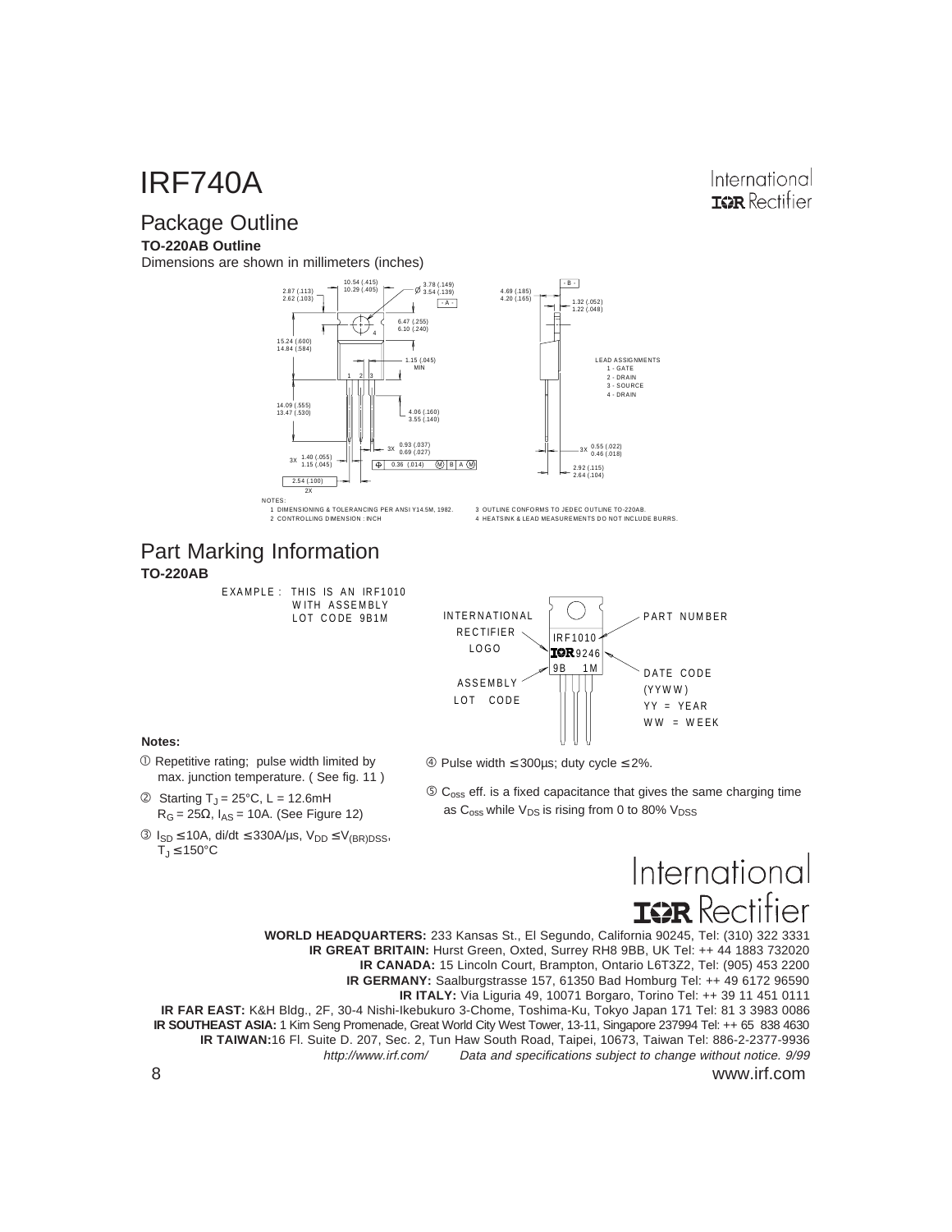# Package Outline

**TO-220AB Outline**

Dimensions are shown in millimeters (inches)

10.54 (.415)
10.29 (.405)
2.87 (.113)
2.62 (.103)
Ø 3.78 (.149)
3.54 (.139)
- A -
6.47 (.255)
6.10 (.240)
15.24 (.600)
14.84 (.584)
1.15 (.045)
MIN
14.09 (.555)
13.47 (.530)
4.06 (.160)
3.55 (.140)
3X 0.93 (.037)
0.69 (.027)
3X 1.40 (.055)
1.15 (.045)
0.36 (.014) M B A M
2.54 (.100)
2X
4.69 (.185)
4.20 (.165)
- B -
1.32 (.052)
1.22 (.048)
3X 0.55 (.022)
0.46 (.018)
2.92 (.115)
2.64 (.104)

LEAD ASSIGNMENTS
1 - GATE
2 - DRAIN
3 - SOURCE
4 - DRAIN

NOTES:
1 DIMENSIONING & TOLERANCING PER ANSI Y14.5M, 1982.
2 CONTROLLING DIMENSION : INCH
3 OUTLINE CONFORMS TO JEDEC OUTLINE TO-220AB.
4 HEATSINK & LEAD MEASUREMENTS DO NOT INCLUDE BURRS.

# Part Marking Information

**TO-220AB**

EXAMPLE : THIS IS AN IRF1010
WITH ASSEMBLY
LOT CODE 9B1M

INTERNATIONAL RECTIFIER LOGO
ASSEMBLY LOT CODE
IRF1010
IOR 9246
9B 1M
PART NUMBER
DATE CODE (YYWW)
YY = YEAR
WW = WEEK

**Notes:**

① Repetitive rating; pulse width limited by max. junction temperature. ( See fig. 11 )

② Starting $T_J = 25°C$, L = 12.6mH $R_G = 25\Omega$, $I_{AS} = 10A$. (See Figure 12)

③ $I_{SD} \leq 10A$, di/dt $\leq 330A/\mu s$, $V_{DD} \leq V_{(BR)DSS}$, $T_J \leq 150°C$

④ Pulse width $\leq 300\mu s$; duty cycle $\leq 2\%$.

⑤ $C_{oss}$ eff. is a fixed capacitance that gives the same charging time as $C_{oss}$ while $V_{DS}$ is rising from 0 to 80% $V_{DSS}$

International IOR Rectifier

**WORLD HEADQUARTERS:** 233 Kansas St., El Segundo, California 90245, Tel: (310) 322 3331
**IR GREAT BRITAIN:** Hurst Green, Oxted, Surrey RH8 9BB, UK Tel: ++ 44 1883 732020
**IR CANADA:** 15 Lincoln Court, Brampton, Ontario L6T3Z2, Tel: (905) 453 2200
**IR GERMANY:** Saalburgstrasse 157, 61350 Bad Homburg Tel: ++ 49 6172 96590
**IR ITALY:** Via Liguria 49, 10071 Borgaro, Torino Tel: ++ 39 11 451 0111
**IR FAR EAST:** K&H Bldg., 2F, 30-4 Nishi-Ikebukuro 3-Chome, Toshima-Ku, Tokyo Japan 171 Tel: 81 3 3983 0086
**IR SOUTHEAST ASIA:** 1 Kim Seng Promenade, Great World City West Tower, 13-11, Singapore 237994 Tel: ++ 65 838 4630
**IR TAIWAN:** 16 Fl. Suite D. 207, Sec. 2, Tun Haw South Road, Taipei, 10673, Taiwan Tel: 886-2-2377-9936
*http://www.irf.com/ Data and specifications subject to change without notice. 9/99*